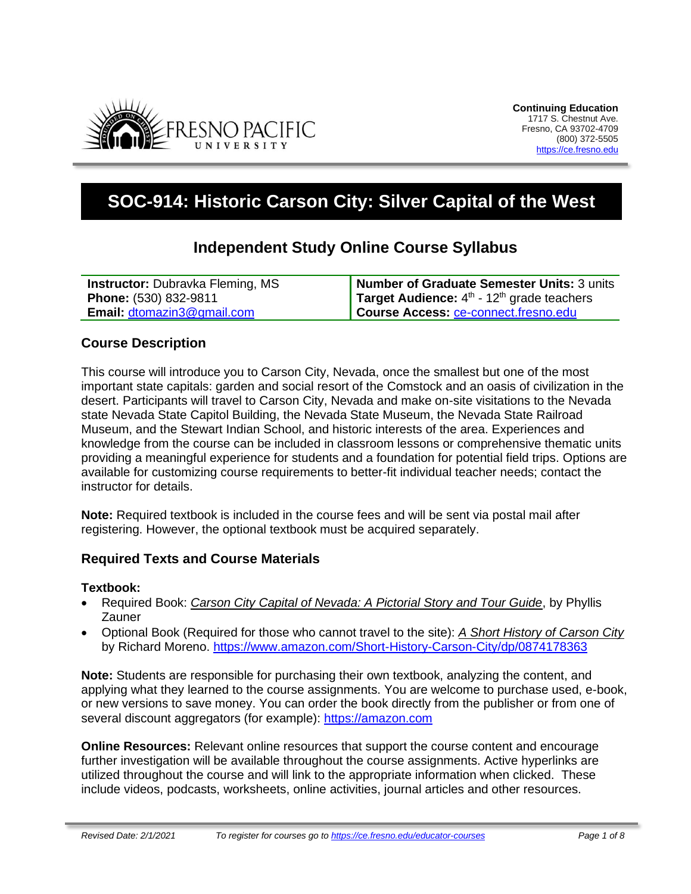**Continuing Education**
1717 S. Chestnut Ave.
Fresno, CA 93702-4709
(800) 372-5505
https://ce.fresno.edu

# SOC-914: Historic Carson City: Silver Capital of the West

## Independent Study Online Course Syllabus

| | |
|---|---|
| **Instructor:** Dubravka Fleming, MS<br>**Phone:** (530) 832-9811<br>**Email:** dtomazin3@gmail.com | **Number of Graduate Semester Units:** 3 units<br>**Target Audience:** 4th - 12th grade teachers<br>**Course Access:** ce-connect.fresno.edu |

### Course Description

This course will introduce you to Carson City, Nevada, once the smallest but one of the most important state capitals: garden and social resort of the Comstock and an oasis of civilization in the desert. Participants will travel to Carson City, Nevada and make on-site visitations to the Nevada state Nevada State Capitol Building, the Nevada State Museum, the Nevada State Railroad Museum, and the Stewart Indian School, and historic interests of the area. Experiences and knowledge from the course can be included in classroom lessons or comprehensive thematic units providing a meaningful experience for students and a foundation for potential field trips. Options are available for customizing course requirements to better-fit individual teacher needs; contact the instructor for details.

**Note:** Required textbook is included in the course fees and will be sent via postal mail after registering. However, the optional textbook must be acquired separately.

### Required Texts and Course Materials

**Textbook:**

- Required Book: *Carson City Capital of Nevada: A Pictorial Story and Tour Guide*, by Phyllis Zauner
- Optional Book (Required for those who cannot travel to the site): *A Short History of Carson City* by Richard Moreno. https://www.amazon.com/Short-History-Carson-City/dp/0874178363

**Note:** Students are responsible for purchasing their own textbook, analyzing the content, and applying what they learned to the course assignments. You are welcome to purchase used, e-book, or new versions to save money. You can order the book directly from the publisher or from one of several discount aggregators (for example): https://amazon.com

**Online Resources:** Relevant online resources that support the course content and encourage further investigation will be available throughout the course assignments. Active hyperlinks are utilized throughout the course and will link to the appropriate information when clicked. These include videos, podcasts, worksheets, online activities, journal articles and other resources.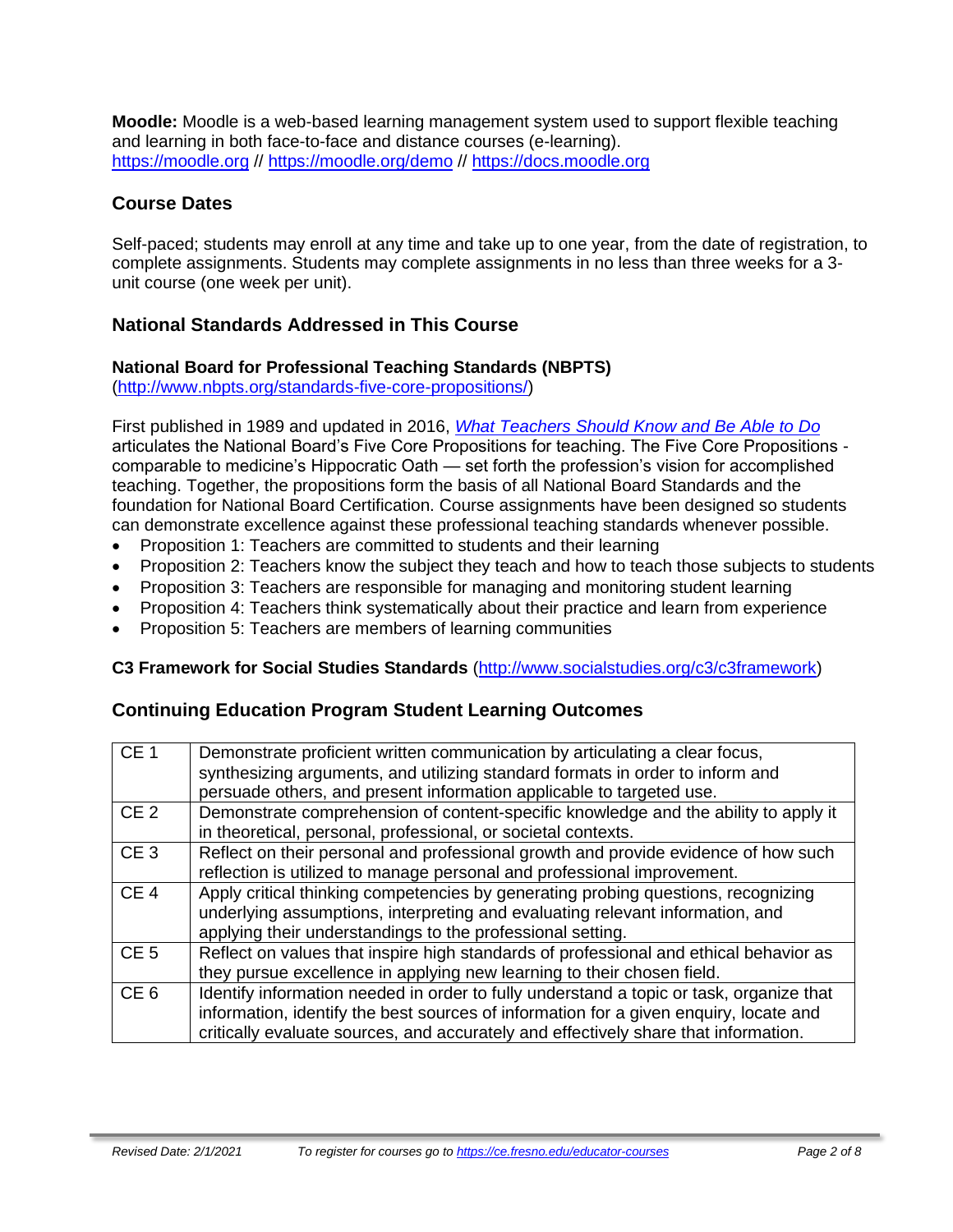**Moodle:** Moodle is a web-based learning management system used to support flexible teaching and learning in both face-to-face and distance courses (e-learning).
https://moodle.org // https://moodle.org/demo // https://docs.moodle.org

## Course Dates

Self-paced; students may enroll at any time and take up to one year, from the date of registration, to complete assignments. Students may complete assignments in no less than three weeks for a 3-unit course (one week per unit).

## National Standards Addressed in This Course

**National Board for Professional Teaching Standards (NBPTS)**
(http://www.nbpts.org/standards-five-core-propositions/)

First published in 1989 and updated in 2016, *What Teachers Should Know and Be Able to Do* articulates the National Board's Five Core Propositions for teaching. The Five Core Propositions - comparable to medicine's Hippocratic Oath — set forth the profession's vision for accomplished teaching. Together, the propositions form the basis of all National Board Standards and the foundation for National Board Certification. Course assignments have been designed so students can demonstrate excellence against these professional teaching standards whenever possible.

- Proposition 1: Teachers are committed to students and their learning
- Proposition 2: Teachers know the subject they teach and how to teach those subjects to students
- Proposition 3: Teachers are responsible for managing and monitoring student learning
- Proposition 4: Teachers think systematically about their practice and learn from experience
- Proposition 5: Teachers are members of learning communities

**C3 Framework for Social Studies Standards** (http://www.socialstudies.org/c3/c3framework)

## Continuing Education Program Student Learning Outcomes

| | |
|---|---|
| CE 1 | Demonstrate proficient written communication by articulating a clear focus, synthesizing arguments, and utilizing standard formats in order to inform and persuade others, and present information applicable to targeted use. |
| CE 2 | Demonstrate comprehension of content-specific knowledge and the ability to apply it in theoretical, personal, professional, or societal contexts. |
| CE 3 | Reflect on their personal and professional growth and provide evidence of how such reflection is utilized to manage personal and professional improvement. |
| CE 4 | Apply critical thinking competencies by generating probing questions, recognizing underlying assumptions, interpreting and evaluating relevant information, and applying their understandings to the professional setting. |
| CE 5 | Reflect on values that inspire high standards of professional and ethical behavior as they pursue excellence in applying new learning to their chosen field. |
| CE 6 | Identify information needed in order to fully understand a topic or task, organize that information, identify the best sources of information for a given enquiry, locate and critically evaluate sources, and accurately and effectively share that information. |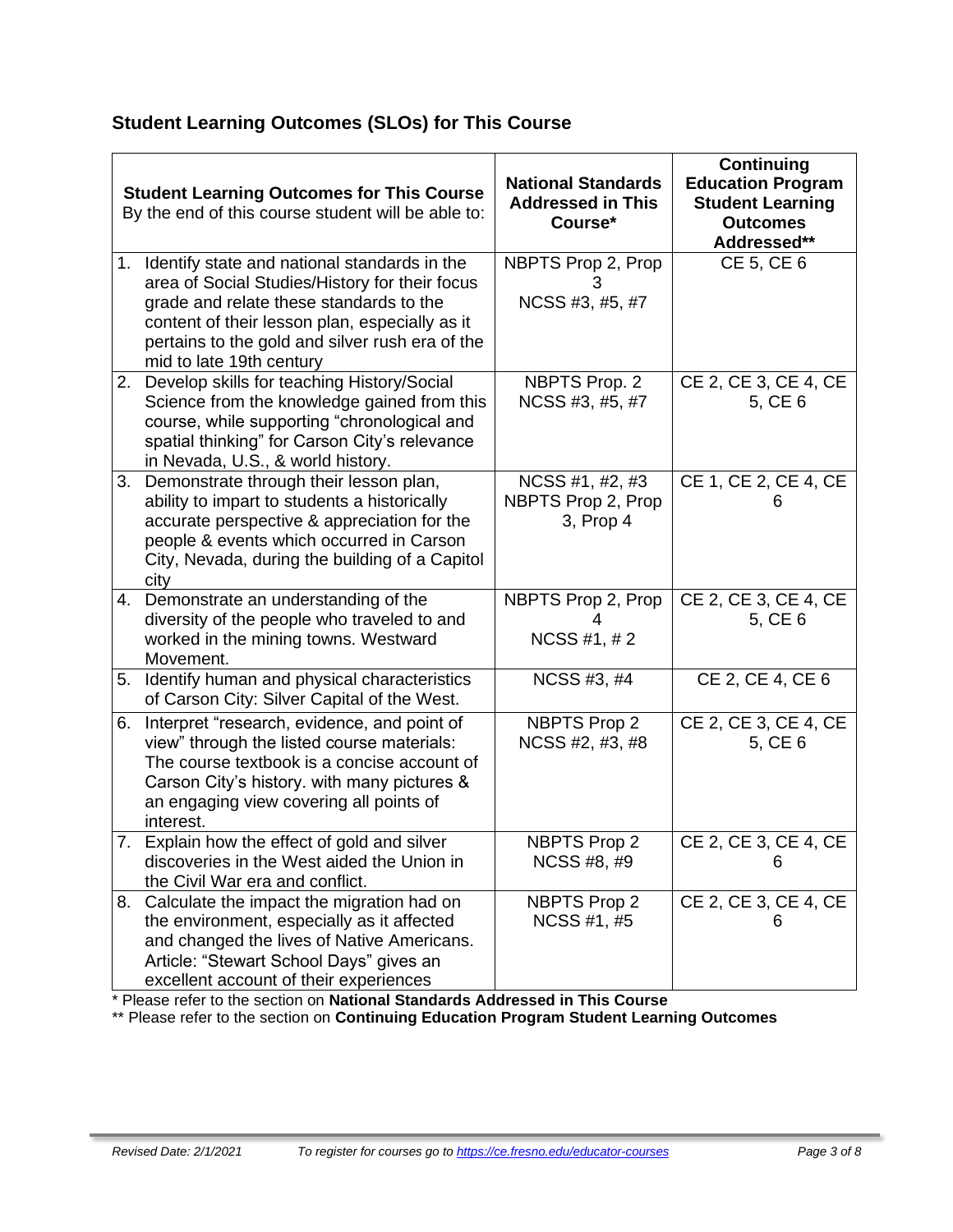## Student Learning Outcomes (SLOs) for This Course

| **Student Learning Outcomes for This Course** By the end of this course student will be able to: | **National Standards Addressed in This Course*** | **Continuing Education Program Student Learning Outcomes Addressed**** |
|---|---|---|
| 1. Identify state and national standards in the area of Social Studies/History for their focus grade and relate these standards to the content of their lesson plan, especially as it pertains to the gold and silver rush era of the mid to late 19th century | NBPTS Prop 2, Prop 3 NCSS #3, #5, #7 | CE 5, CE 6 |
| 2. Develop skills for teaching History/Social Science from the knowledge gained from this course, while supporting "chronological and spatial thinking" for Carson City's relevance in Nevada, U.S., & world history. | NBPTS Prop. 2 NCSS #3, #5, #7 | CE 2, CE 3, CE 4, CE 5, CE 6 |
| 3. Demonstrate through their lesson plan, ability to impart to students a historically accurate perspective & appreciation for the people & events which occurred in Carson City, Nevada, during the building of a Capitol city | NCSS #1, #2, #3 NBPTS Prop 2, Prop 3, Prop 4 | CE 1, CE 2, CE 4, CE 6 |
| 4. Demonstrate an understanding of the diversity of the people who traveled to and worked in the mining towns. Westward Movement. | NBPTS Prop 2, Prop 4 NCSS #1, # 2 | CE 2, CE 3, CE 4, CE 5, CE 6 |
| 5. Identify human and physical characteristics of Carson City: Silver Capital of the West. | NCSS #3, #4 | CE 2, CE 4, CE 6 |
| 6. Interpret "research, evidence, and point of view" through the listed course materials: The course textbook is a concise account of Carson City's history. with many pictures & an engaging view covering all points of interest. | NBPTS Prop 2 NCSS #2, #3, #8 | CE 2, CE 3, CE 4, CE 5, CE 6 |
| 7. Explain how the effect of gold and silver discoveries in the West aided the Union in the Civil War era and conflict. | NBPTS Prop 2 NCSS #8, #9 | CE 2, CE 3, CE 4, CE 6 |
| 8. Calculate the impact the migration had on the environment, especially as it affected and changed the lives of Native Americans. Article: "Stewart School Days" gives an excellent account of their experiences | NBPTS Prop 2 NCSS #1, #5 | CE 2, CE 3, CE 4, CE 6 |

* Please refer to the section on **National Standards Addressed in This Course**

** Please refer to the section on **Continuing Education Program Student Learning Outcomes**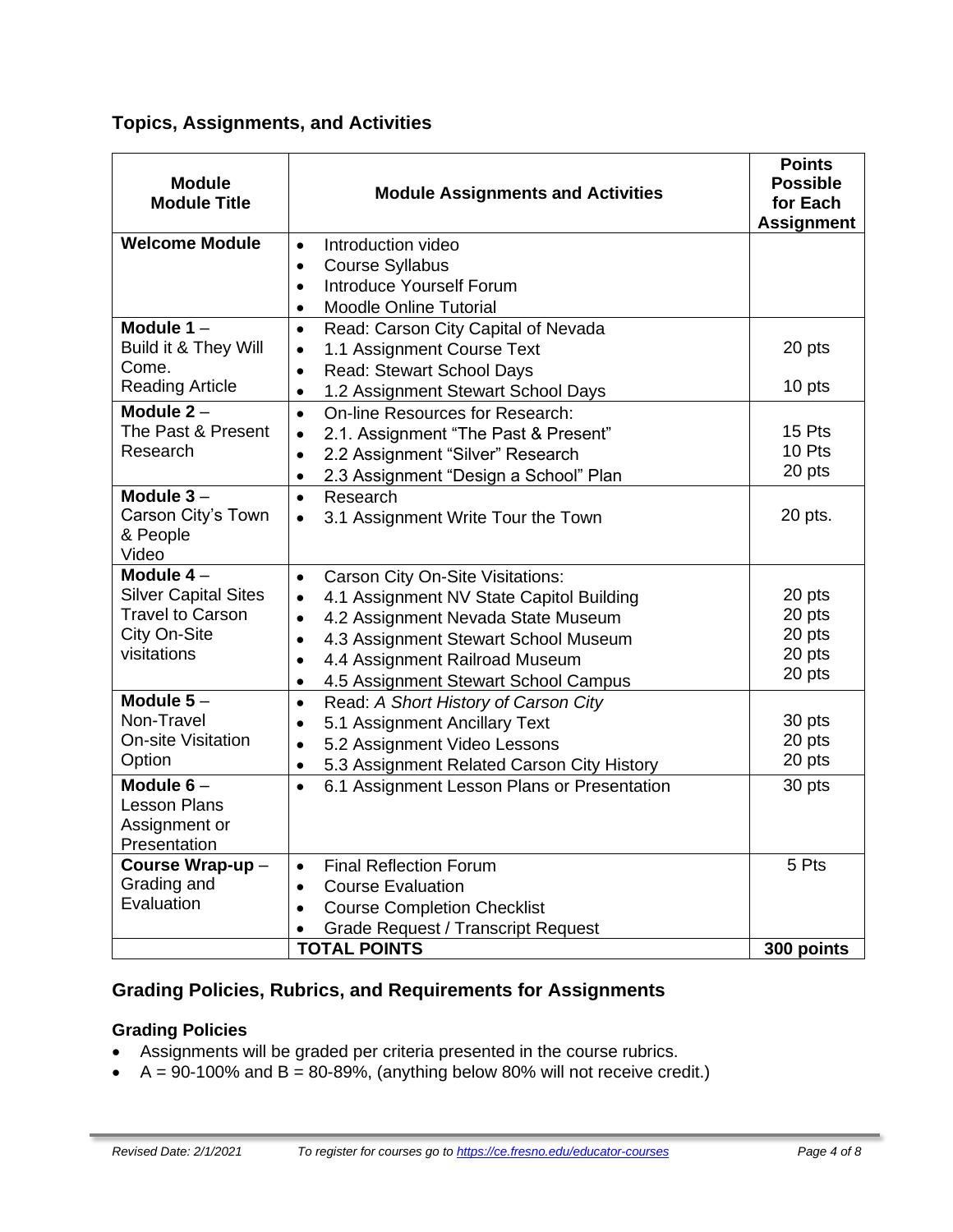## Topics, Assignments, and Activities

| Module Module Title | Module Assignments and Activities | Points Possible for Each Assignment |
|---|---|---|
| **Welcome Module** | • Introduction video<br>• Course Syllabus<br>• Introduce Yourself Forum<br>• Moodle Online Tutorial | |
| **Module 1** – Build it & They Will Come. Reading Article | • Read: Carson City Capital of Nevada<br>• 1.1 Assignment Course Text<br>• Read: Stewart School Days<br>• 1.2 Assignment Stewart School Days | 20 pts<br><br>10 pts |
| **Module 2** – The Past & Present Research | • On-line Resources for Research:<br>• 2.1. Assignment "The Past & Present"<br>• 2.2 Assignment "Silver" Research<br>• 2.3 Assignment "Design a School" Plan | 15 Pts<br>10 Pts<br>20 pts |
| **Module 3** – Carson City's Town & People Video | • Research<br>• 3.1 Assignment Write Tour the Town | 20 pts. |
| **Module 4** – Silver Capital Sites Travel to Carson City On-Site visitations | • Carson City On-Site Visitations:<br>• 4.1 Assignment NV State Capitol Building<br>• 4.2 Assignment Nevada State Museum<br>• 4.3 Assignment Stewart School Museum<br>• 4.4 Assignment Railroad Museum<br>• 4.5 Assignment Stewart School Campus | 20 pts<br>20 pts<br>20 pts<br>20 pts<br>20 pts |
| **Module 5** – Non-Travel On-site Visitation Option | • Read: *A Short History of Carson City*<br>• 5.1 Assignment Ancillary Text<br>• 5.2 Assignment Video Lessons<br>• 5.3 Assignment Related Carson City History | 30 pts<br>20 pts<br>20 pts |
| **Module 6** – Lesson Plans Assignment or Presentation | • 6.1 Assignment Lesson Plans or Presentation | 30 pts |
| **Course Wrap-up** – Grading and Evaluation | • Final Reflection Forum<br>• Course Evaluation<br>• Course Completion Checklist<br>• Grade Request / Transcript Request | 5 Pts |
| | **TOTAL POINTS** | **300 points** |

## Grading Policies, Rubrics, and Requirements for Assignments

### Grading Policies

- Assignments will be graded per criteria presented in the course rubrics.
- A = 90-100% and B = 80-89%, (anything below 80% will not receive credit.)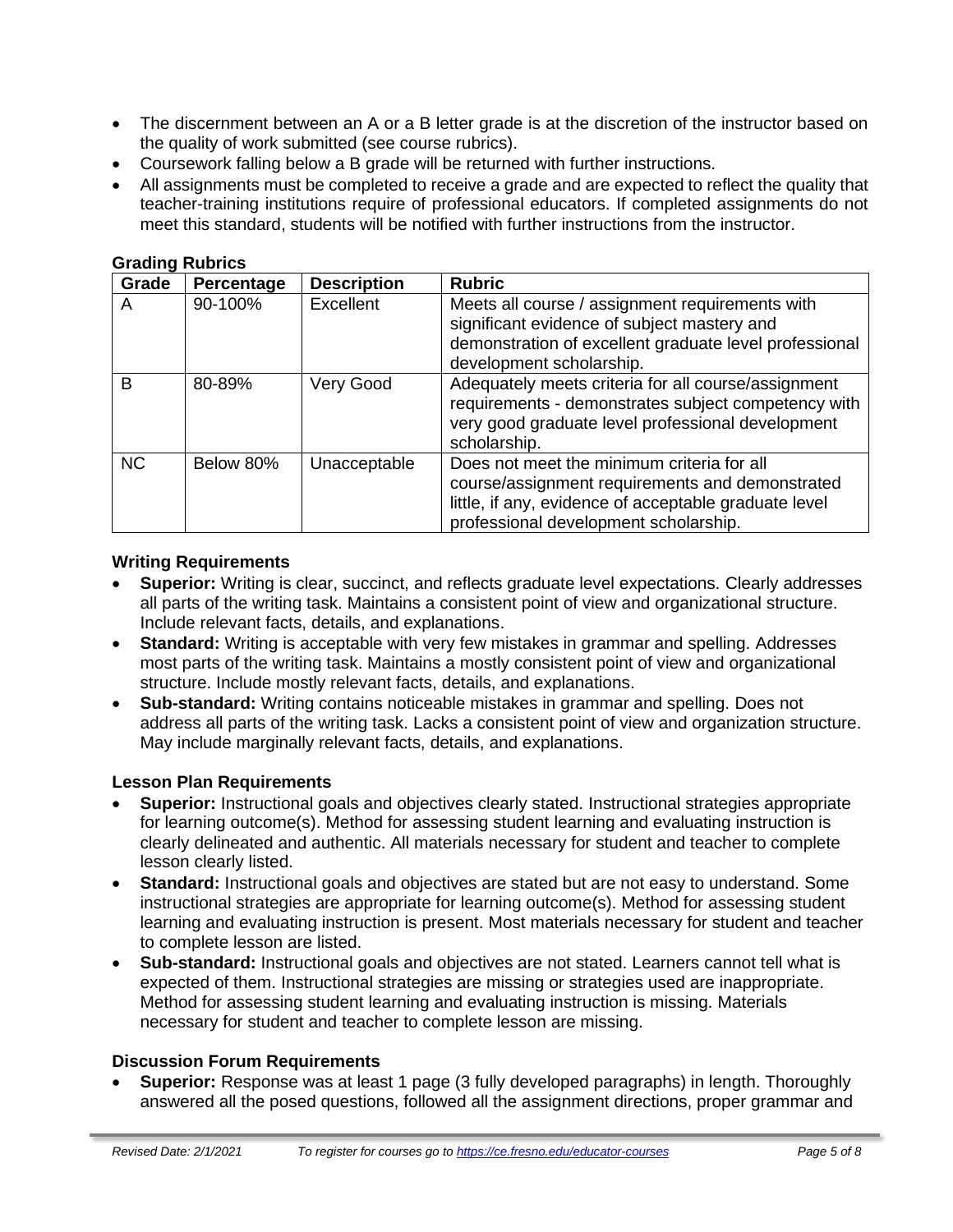- The discernment between an A or a B letter grade is at the discretion of the instructor based on the quality of work submitted (see course rubrics).
- Coursework falling below a B grade will be returned with further instructions.
- All assignments must be completed to receive a grade and are expected to reflect the quality that teacher-training institutions require of professional educators. If completed assignments do not meet this standard, students will be notified with further instructions from the instructor.

**Grading Rubrics**

| Grade | Percentage | Description | Rubric |
|---|---|---|---|
| A | 90-100% | Excellent | Meets all course / assignment requirements with significant evidence of subject mastery and demonstration of excellent graduate level professional development scholarship. |
| B | 80-89% | Very Good | Adequately meets criteria for all course/assignment requirements - demonstrates subject competency with very good graduate level professional development scholarship. |
| NC | Below 80% | Unacceptable | Does not meet the minimum criteria for all course/assignment requirements and demonstrated little, if any, evidence of acceptable graduate level professional development scholarship. |

### Writing Requirements

- **Superior:** Writing is clear, succinct, and reflects graduate level expectations. Clearly addresses all parts of the writing task. Maintains a consistent point of view and organizational structure. Include relevant facts, details, and explanations.
- **Standard:** Writing is acceptable with very few mistakes in grammar and spelling. Addresses most parts of the writing task. Maintains a mostly consistent point of view and organizational structure. Include mostly relevant facts, details, and explanations.
- **Sub-standard:** Writing contains noticeable mistakes in grammar and spelling. Does not address all parts of the writing task. Lacks a consistent point of view and organization structure. May include marginally relevant facts, details, and explanations.

### Lesson Plan Requirements

- **Superior:** Instructional goals and objectives clearly stated. Instructional strategies appropriate for learning outcome(s). Method for assessing student learning and evaluating instruction is clearly delineated and authentic. All materials necessary for student and teacher to complete lesson clearly listed.
- **Standard:** Instructional goals and objectives are stated but are not easy to understand. Some instructional strategies are appropriate for learning outcome(s). Method for assessing student learning and evaluating instruction is present. Most materials necessary for student and teacher to complete lesson are listed.
- **Sub-standard:** Instructional goals and objectives are not stated. Learners cannot tell what is expected of them. Instructional strategies are missing or strategies used are inappropriate. Method for assessing student learning and evaluating instruction is missing. Materials necessary for student and teacher to complete lesson are missing.

### Discussion Forum Requirements

- **Superior:** Response was at least 1 page (3 fully developed paragraphs) in length. Thoroughly answered all the posed questions, followed all the assignment directions, proper grammar and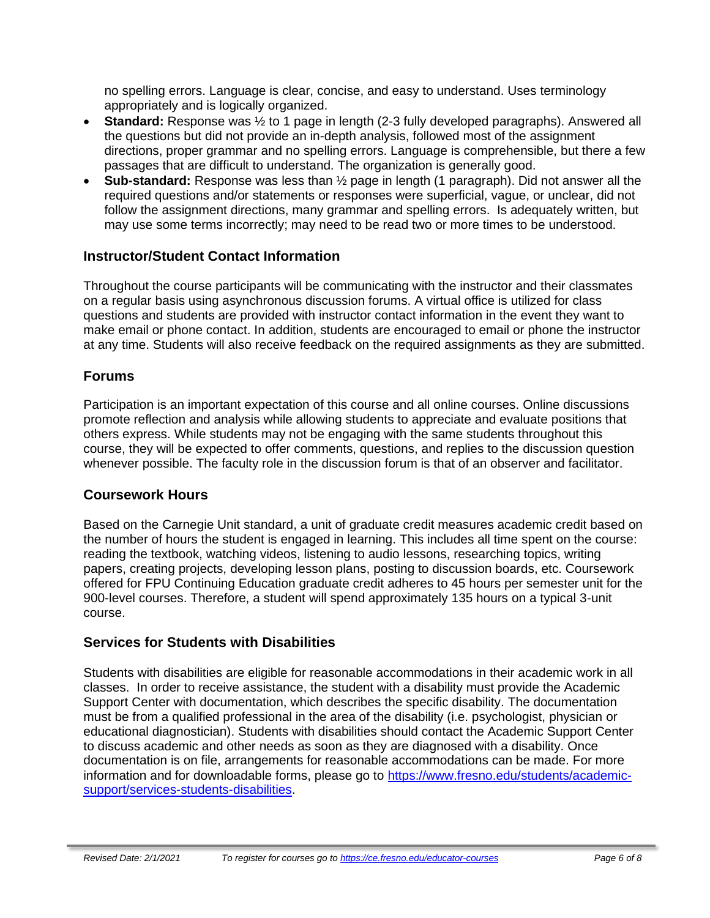no spelling errors. Language is clear, concise, and easy to understand. Uses terminology appropriately and is logically organized.

- **Standard:** Response was ½ to 1 page in length (2-3 fully developed paragraphs). Answered all the questions but did not provide an in-depth analysis, followed most of the assignment directions, proper grammar and no spelling errors. Language is comprehensible, but there a few passages that are difficult to understand. The organization is generally good.
- **Sub-standard:** Response was less than ½ page in length (1 paragraph). Did not answer all the required questions and/or statements or responses were superficial, vague, or unclear, did not follow the assignment directions, many grammar and spelling errors. Is adequately written, but may use some terms incorrectly; may need to be read two or more times to be understood.

## Instructor/Student Contact Information

Throughout the course participants will be communicating with the instructor and their classmates on a regular basis using asynchronous discussion forums. A virtual office is utilized for class questions and students are provided with instructor contact information in the event they want to make email or phone contact. In addition, students are encouraged to email or phone the instructor at any time. Students will also receive feedback on the required assignments as they are submitted.

## Forums

Participation is an important expectation of this course and all online courses. Online discussions promote reflection and analysis while allowing students to appreciate and evaluate positions that others express. While students may not be engaging with the same students throughout this course, they will be expected to offer comments, questions, and replies to the discussion question whenever possible. The faculty role in the discussion forum is that of an observer and facilitator.

## Coursework Hours

Based on the Carnegie Unit standard, a unit of graduate credit measures academic credit based on the number of hours the student is engaged in learning. This includes all time spent on the course: reading the textbook, watching videos, listening to audio lessons, researching topics, writing papers, creating projects, developing lesson plans, posting to discussion boards, etc. Coursework offered for FPU Continuing Education graduate credit adheres to 45 hours per semester unit for the 900-level courses. Therefore, a student will spend approximately 135 hours on a typical 3-unit course.

## Services for Students with Disabilities

Students with disabilities are eligible for reasonable accommodations in their academic work in all classes. In order to receive assistance, the student with a disability must provide the Academic Support Center with documentation, which describes the specific disability. The documentation must be from a qualified professional in the area of the disability (i.e. psychologist, physician or educational diagnostician). Students with disabilities should contact the Academic Support Center to discuss academic and other needs as soon as they are diagnosed with a disability. Once documentation is on file, arrangements for reasonable accommodations can be made. For more information and for downloadable forms, please go to [https://www.fresno.edu/students/academic-support/services-students-disabilities](https://www.fresno.edu/students/academic-support/services-students-disabilities).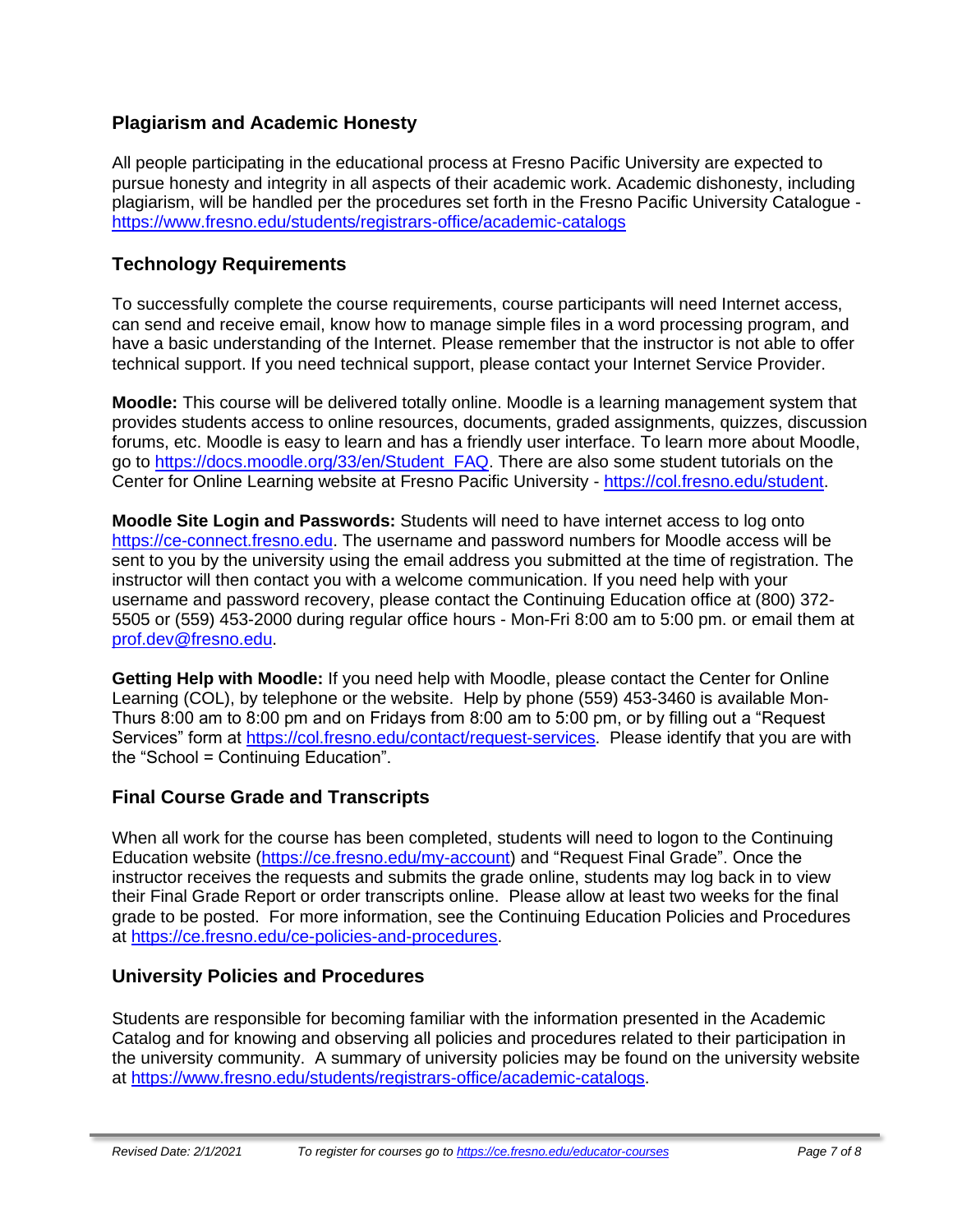## Plagiarism and Academic Honesty

All people participating in the educational process at Fresno Pacific University are expected to pursue honesty and integrity in all aspects of their academic work. Academic dishonesty, including plagiarism, will be handled per the procedures set forth in the Fresno Pacific University Catalogue - https://www.fresno.edu/students/registrars-office/academic-catalogs

## Technology Requirements

To successfully complete the course requirements, course participants will need Internet access, can send and receive email, know how to manage simple files in a word processing program, and have a basic understanding of the Internet. Please remember that the instructor is not able to offer technical support. If you need technical support, please contact your Internet Service Provider.

**Moodle:** This course will be delivered totally online. Moodle is a learning management system that provides students access to online resources, documents, graded assignments, quizzes, discussion forums, etc. Moodle is easy to learn and has a friendly user interface. To learn more about Moodle, go to https://docs.moodle.org/33/en/Student_FAQ. There are also some student tutorials on the Center for Online Learning website at Fresno Pacific University - https://col.fresno.edu/student.

**Moodle Site Login and Passwords:** Students will need to have internet access to log onto https://ce-connect.fresno.edu. The username and password numbers for Moodle access will be sent to you by the university using the email address you submitted at the time of registration. The instructor will then contact you with a welcome communication. If you need help with your username and password recovery, please contact the Continuing Education office at (800) 372-5505 or (559) 453-2000 during regular office hours - Mon-Fri 8:00 am to 5:00 pm. or email them at prof.dev@fresno.edu.

**Getting Help with Moodle:** If you need help with Moodle, please contact the Center for Online Learning (COL), by telephone or the website. Help by phone (559) 453-3460 is available Mon-Thurs 8:00 am to 8:00 pm and on Fridays from 8:00 am to 5:00 pm, or by filling out a "Request Services" form at https://col.fresno.edu/contact/request-services. Please identify that you are with the "School = Continuing Education".

## Final Course Grade and Transcripts

When all work for the course has been completed, students will need to logon to the Continuing Education website (https://ce.fresno.edu/my-account) and "Request Final Grade". Once the instructor receives the requests and submits the grade online, students may log back in to view their Final Grade Report or order transcripts online. Please allow at least two weeks for the final grade to be posted. For more information, see the Continuing Education Policies and Procedures at https://ce.fresno.edu/ce-policies-and-procedures.

## University Policies and Procedures

Students are responsible for becoming familiar with the information presented in the Academic Catalog and for knowing and observing all policies and procedures related to their participation in the university community. A summary of university policies may be found on the university website at https://www.fresno.edu/students/registrars-office/academic-catalogs.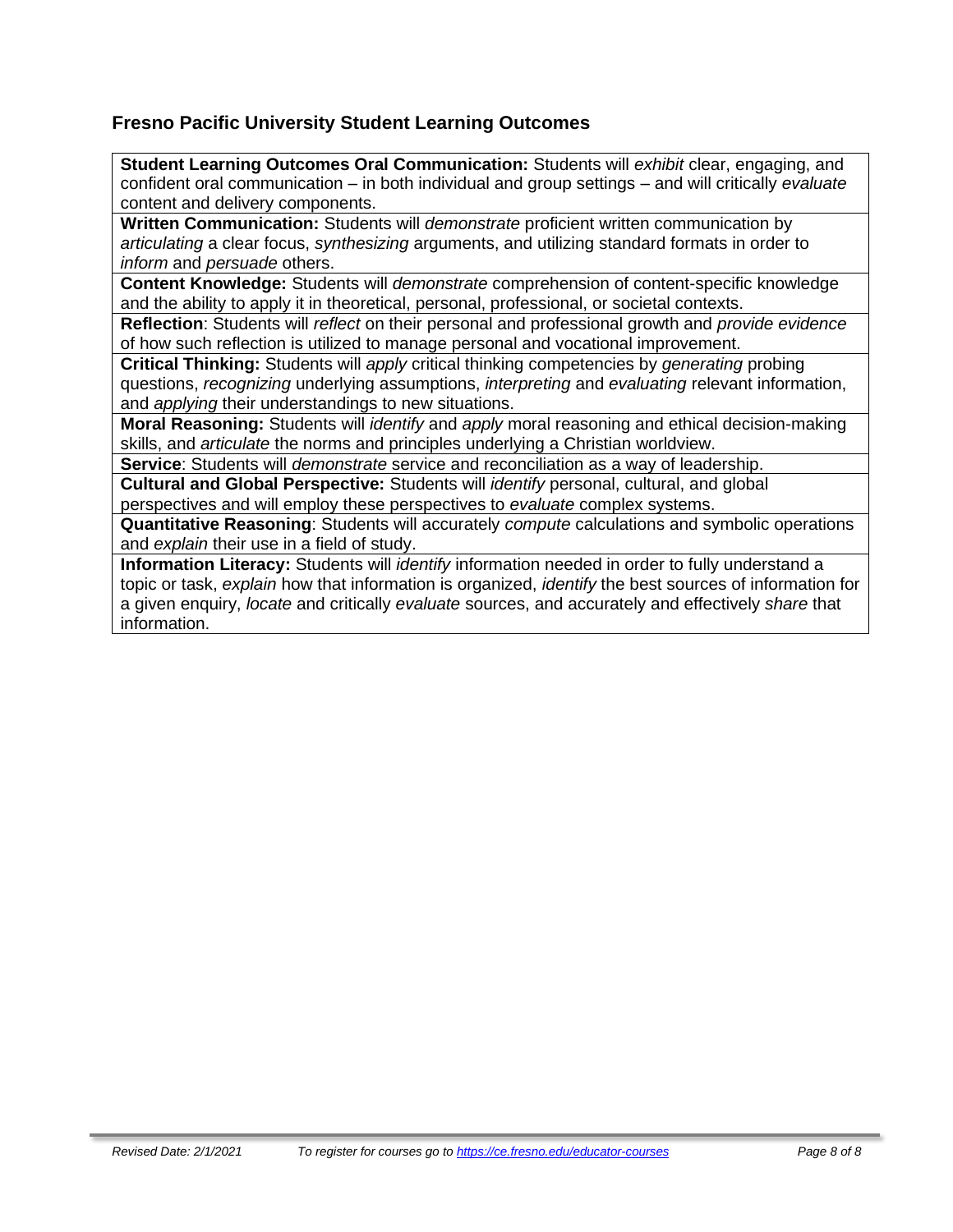## Fresno Pacific University Student Learning Outcomes

| |
|---|
| **Student Learning Outcomes Oral Communication:** Students will *exhibit* clear, engaging, and confident oral communication – in both individual and group settings – and will critically *evaluate* content and delivery components. |
| **Written Communication:** Students will *demonstrate* proficient written communication by *articulating* a clear focus, *synthesizing* arguments, and utilizing standard formats in order to *inform* and *persuade* others. |
| **Content Knowledge:** Students will *demonstrate* comprehension of content-specific knowledge and the ability to apply it in theoretical, personal, professional, or societal contexts. |
| **Reflection**: Students will *reflect* on their personal and professional growth and *provide evidence* of how such reflection is utilized to manage personal and vocational improvement. |
| **Critical Thinking:** Students will *apply* critical thinking competencies by *generating* probing questions, *recognizing* underlying assumptions, *interpreting* and *evaluating* relevant information, and *applying* their understandings to new situations. |
| **Moral Reasoning:** Students will *identify* and *apply* moral reasoning and ethical decision-making skills, and *articulate* the norms and principles underlying a Christian worldview. |
| **Service**: Students will *demonstrate* service and reconciliation as a way of leadership. |
| **Cultural and Global Perspective:** Students will *identify* personal, cultural, and global perspectives and will employ these perspectives to *evaluate* complex systems. |
| **Quantitative Reasoning**: Students will accurately *compute* calculations and symbolic operations and *explain* their use in a field of study. |
| **Information Literacy:** Students will *identify* information needed in order to fully understand a topic or task, *explain* how that information is organized, *identify* the best sources of information for a given enquiry, *locate* and critically *evaluate* sources, and accurately and effectively *share* that information. |